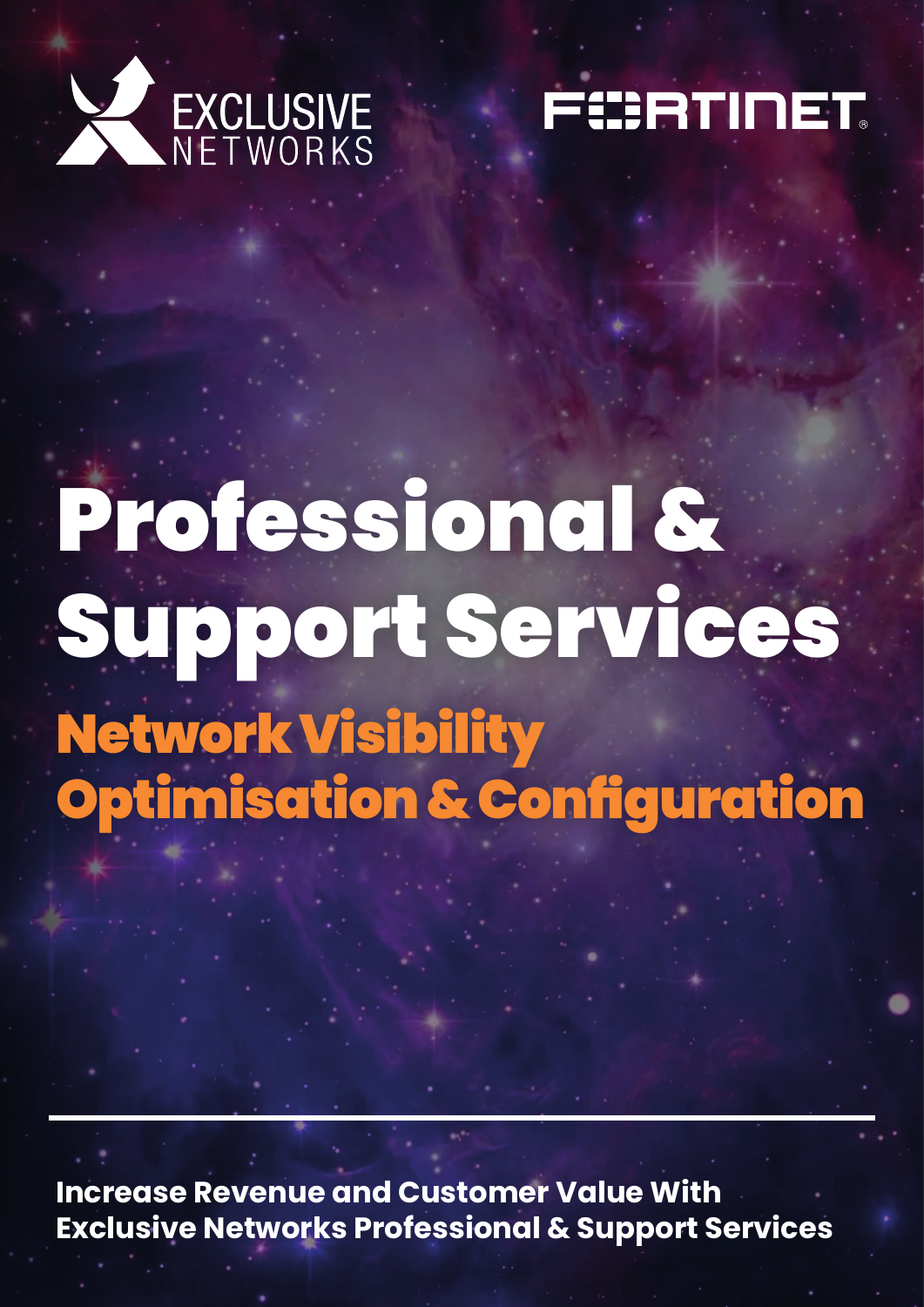EXCLUSIVE NETWORKS

FORTINET

# Professional & Support Services

## Network Visibility Optimisation & Configuration

**Increase Revenue and Customer Value With Exclusive Networks Professional & Support Services**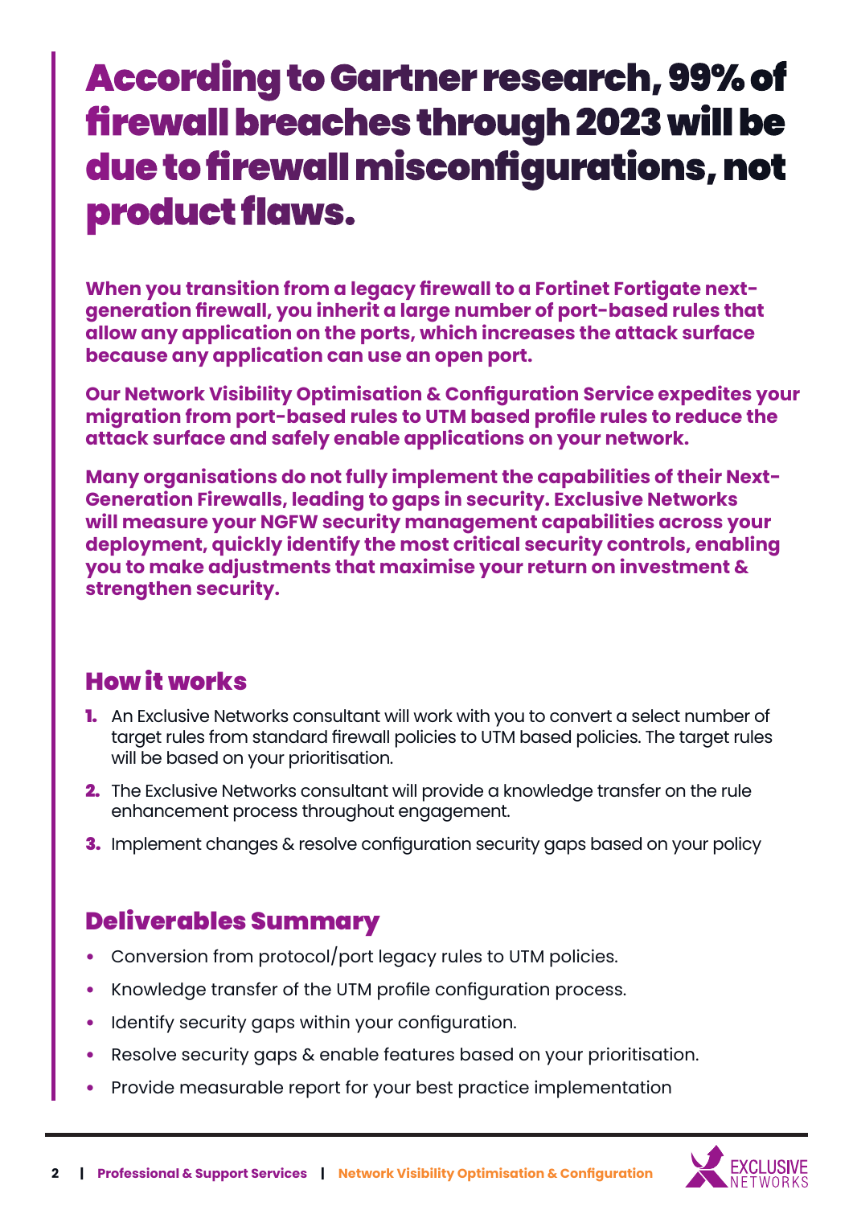# According to Gartner research, 99% of firewall breaches through 2023 will be due to firewall misconfigurations, not product flaws.

**When you transition from a legacy firewall to a Fortinet Fortigate next-generation firewall, you inherit a large number of port-based rules that allow any application on the ports, which increases the attack surface because any application can use an open port.**

**Our Network Visibility Optimisation & Configuration Service expedites your migration from port-based rules to UTM based profile rules to reduce the attack surface and safely enable applications on your network.**

**Many organisations do not fully implement the capabilities of their Next-Generation Firewalls, leading to gaps in security. Exclusive Networks will measure your NGFW security management capabilities across your deployment, quickly identify the most critical security controls, enabling you to make adjustments that maximise your return on investment & strengthen security.**

## How it works

1. An Exclusive Networks consultant will work with you to convert a select number of target rules from standard firewall policies to UTM based policies. The target rules will be based on your prioritisation.
2. The Exclusive Networks consultant will provide a knowledge transfer on the rule enhancement process throughout engagement.
3. Implement changes & resolve configuration security gaps based on your policy

## Deliverables Summary

- Conversion from protocol/port legacy rules to UTM policies.
- Knowledge transfer of the UTM profile configuration process.
- Identify security gaps within your configuration.
- Resolve security gaps & enable features based on your prioritisation.
- Provide measurable report for your best practice implementation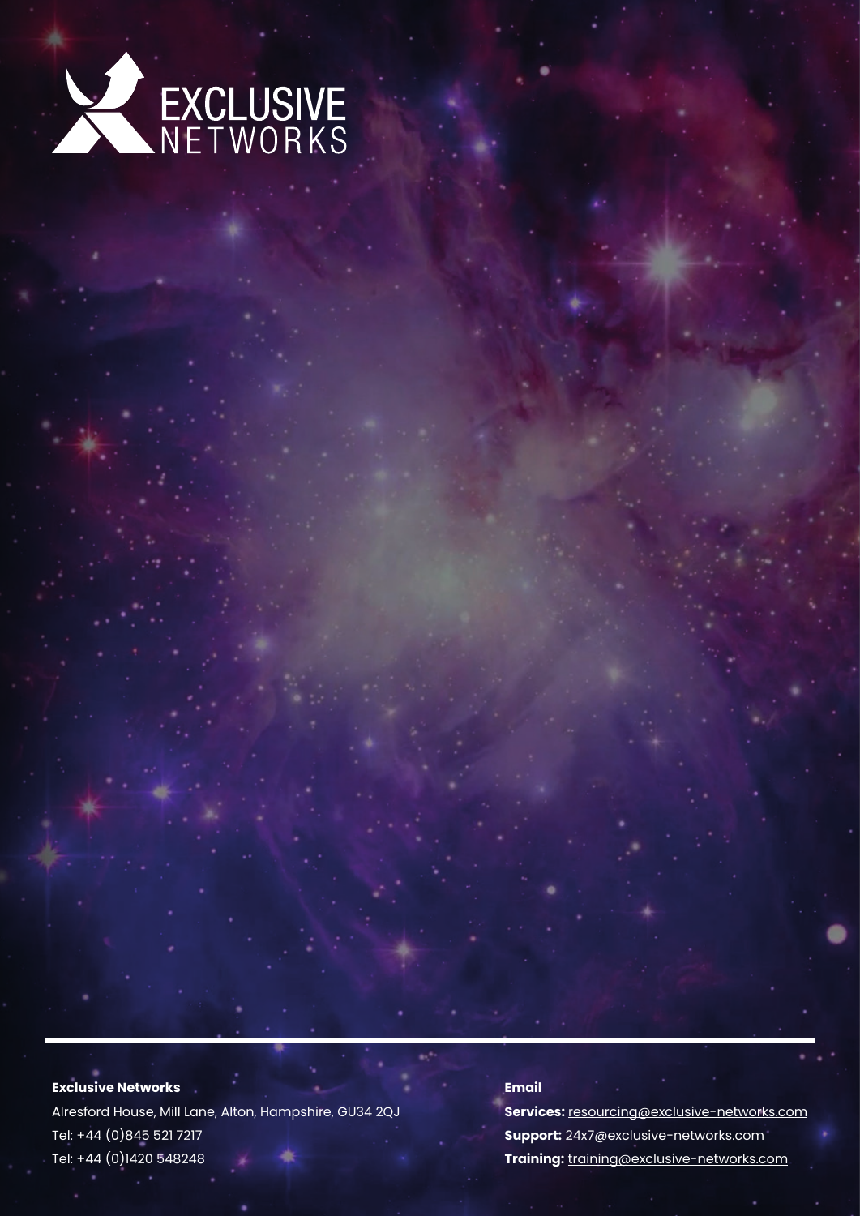EXCLUSIVE NETWORKS

**Exclusive Networks**

Alresford House, Mill Lane, Alton, Hampshire, GU34 2QJ

Tel: +44 (0)845 521 7217

Tel: +44 (0)1420 548248

**Email**

**Services:** resourcing@exclusive-networks.com

**Support:** 24x7@exclusive-networks.com

**Training:** training@exclusive-networks.com